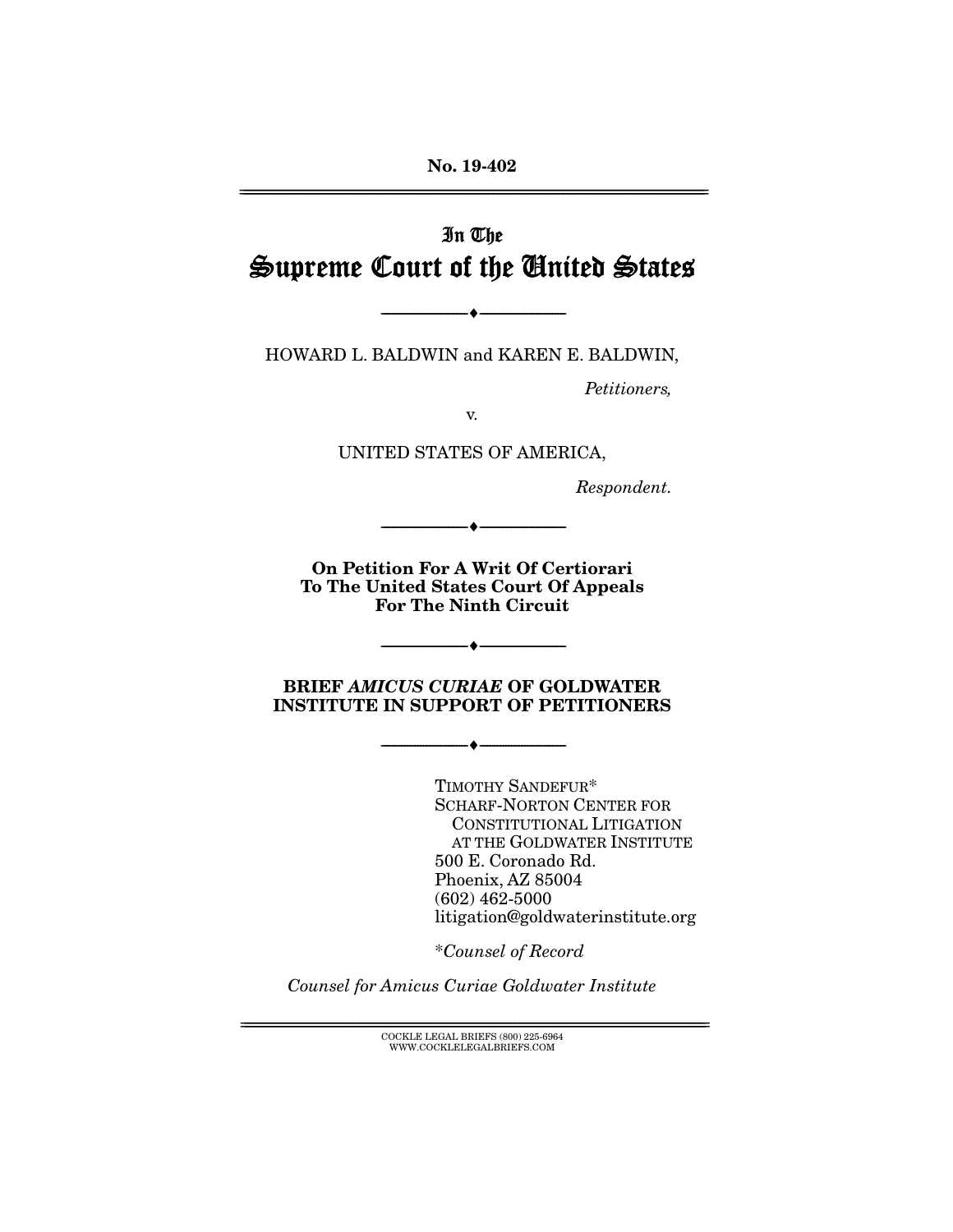No. 19-402

# In The Supreme Court of the United States

---

HOWARD L. BALDWIN and KAREN E. BALDWIN,

*Petitioners,*

v.

UNITED STATES OF AMERICA,

*Respondent.*

---

**On Petition For A Writ Of Certiorari To The United States Court Of Appeals For The Ninth Circuit**

---

**BRIEF *AMICUS CURIAE* OF GOLDWATER INSTITUTE IN SUPPORT OF PETITIONERS**

---

TIMOTHY SANDEFUR*
SCHARF-NORTON CENTER FOR CONSTITUTIONAL LITIGATION AT THE GOLDWATER INSTITUTE
500 E. Coronado Rd.
Phoenix, AZ 85004
(602) 462-5000
litigation@goldwaterinstitute.org

**Counsel of Record*

*Counsel for Amicus Curiae Goldwater Institute*

COCKLE LEGAL BRIEFS (800) 225-6964
WWW.COCKLELEGALBRIEFS.COM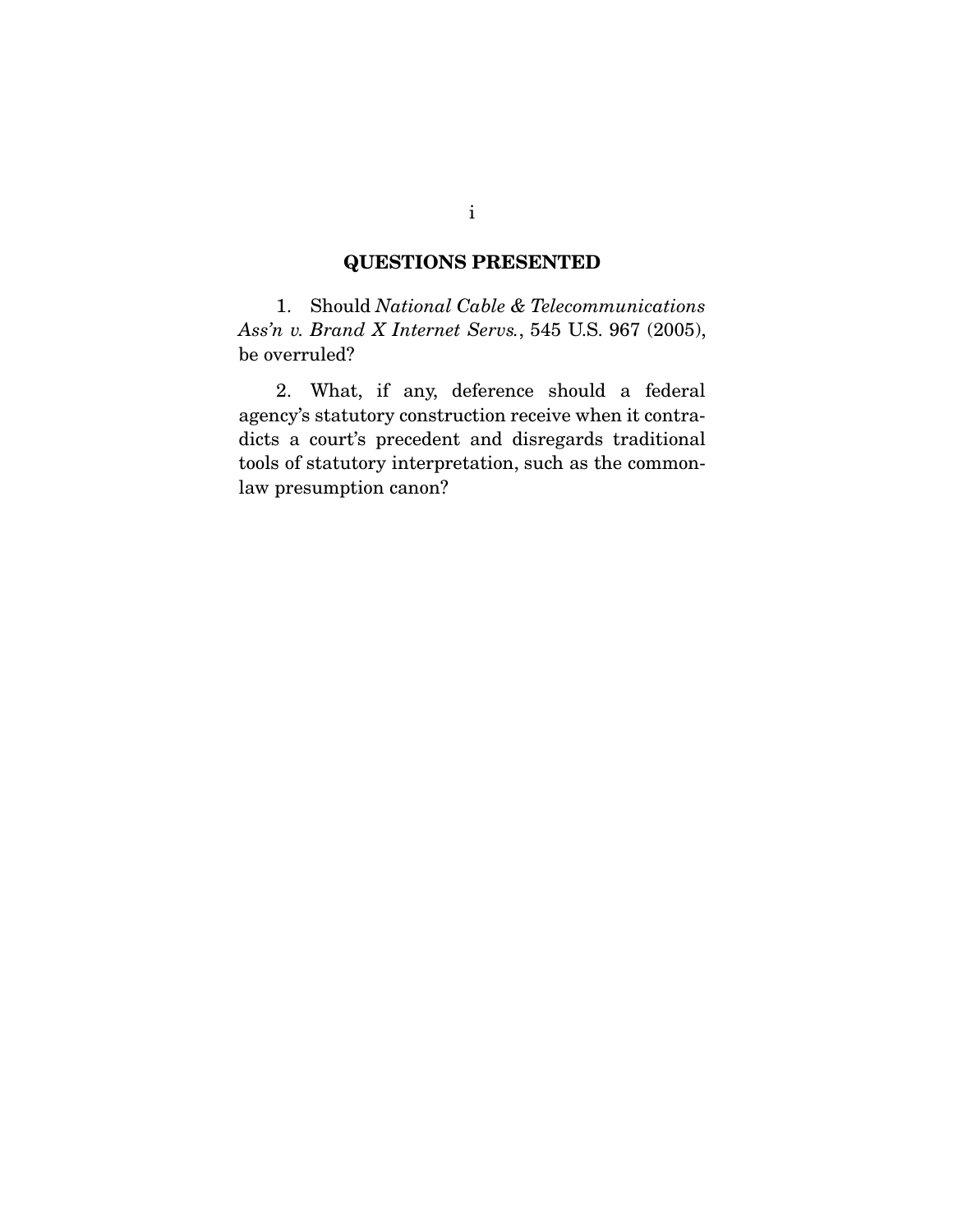## QUESTIONS PRESENTED

1. Should *National Cable & Telecommunications Ass'n v. Brand X Internet Servs.*, 545 U.S. 967 (2005), be overruled?

2. What, if any, deference should a federal agency's statutory construction receive when it contradicts a court's precedent and disregards traditional tools of statutory interpretation, such as the common-law presumption canon?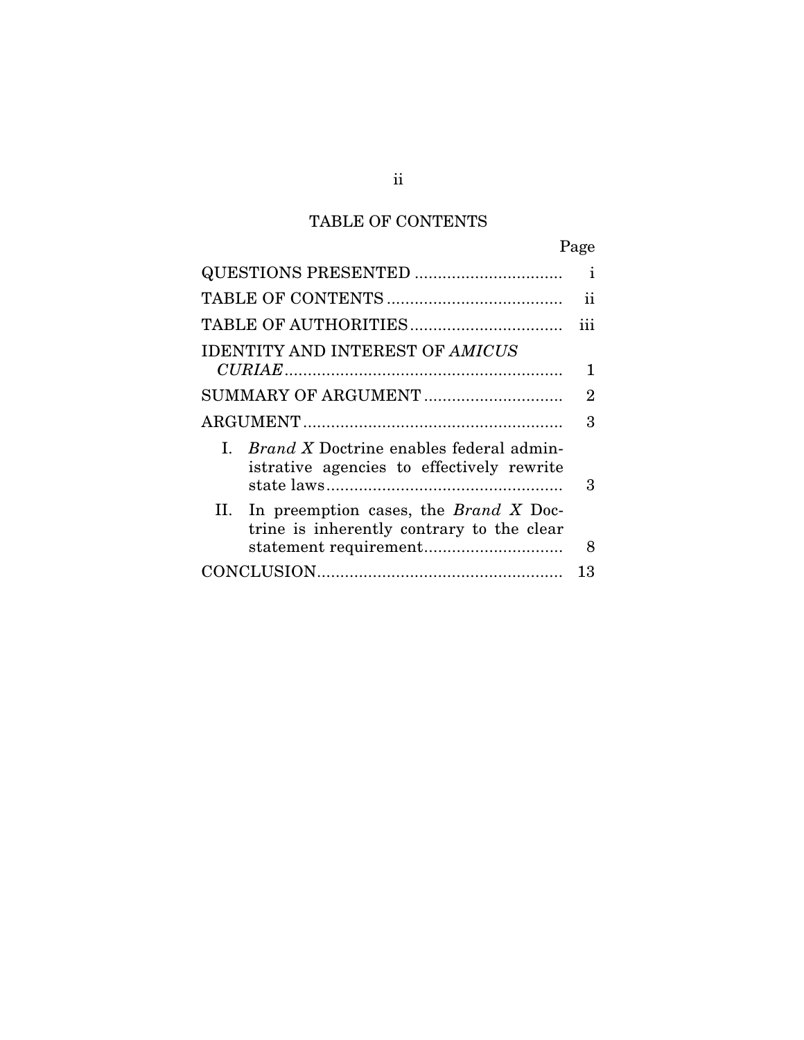# TABLE OF CONTENTS

| | Page |
|---|---|
| QUESTIONS PRESENTED | i |
| TABLE OF CONTENTS | ii |
| TABLE OF AUTHORITIES | iii |
| IDENTITY AND INTEREST OF *AMICUS CURIAE* | 1 |
| SUMMARY OF ARGUMENT | 2 |
| ARGUMENT | 3 |
| I. *Brand X* Doctrine enables federal administrative agencies to effectively rewrite state laws | 3 |
| II. In preemption cases, the *Brand X* Doctrine is inherently contrary to the clear statement requirement | 8 |
| CONCLUSION | 13 |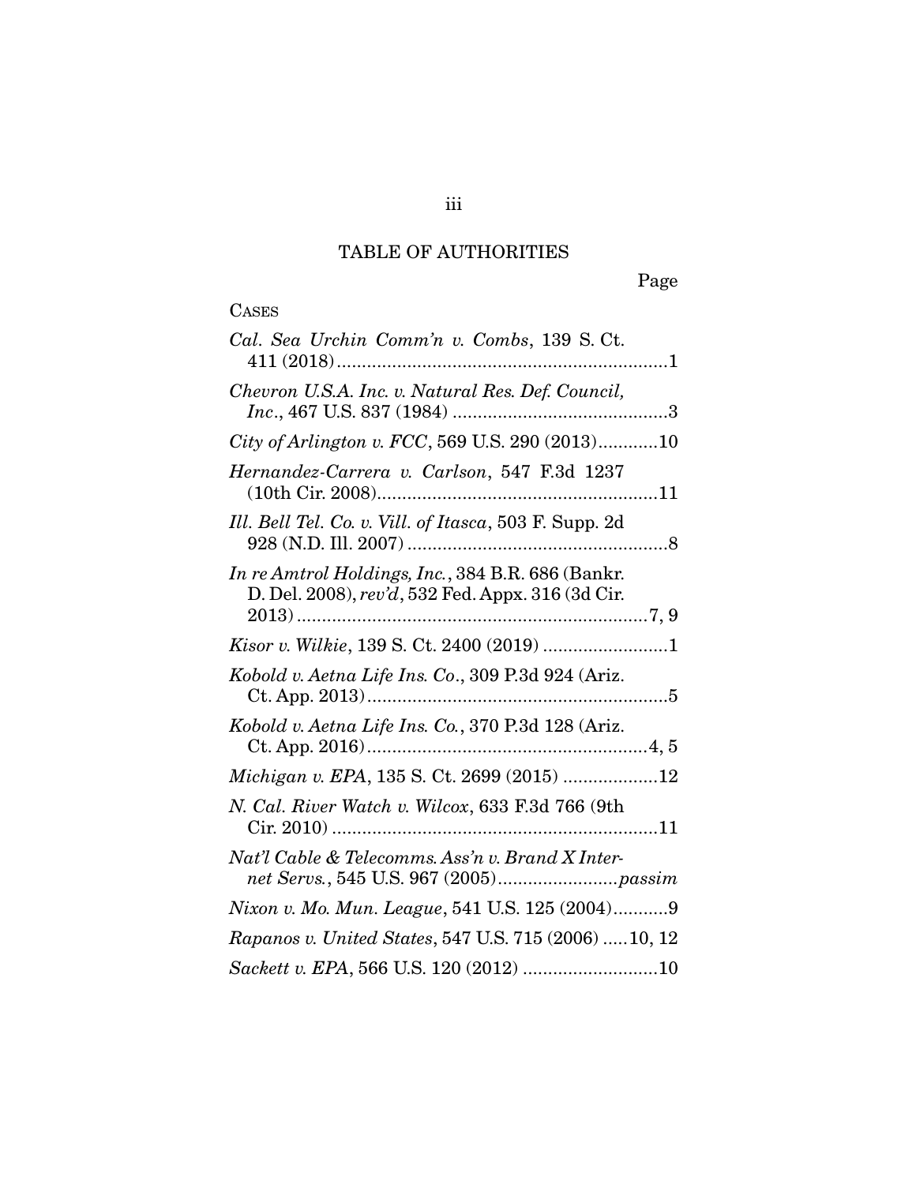# TABLE OF AUTHORITIES

Page

CASES

*Cal. Sea Urchin Comm'n v. Combs*, 139 S. Ct. 411 (2018)....................................................................1

*Chevron U.S.A. Inc. v. Natural Res. Def. Council, Inc.*, 467 U.S. 837 (1984) ...........................................3

*City of Arlington v. FCC*, 569 U.S. 290 (2013)............10

*Hernandez-Carrera v. Carlson*, 547 F.3d 1237 (10th Cir. 2008)........................................................11

*Ill. Bell Tel. Co. v. Vill. of Itasca*, 503 F. Supp. 2d 928 (N.D. Ill. 2007) ....................................................8

*In re Amtrol Holdings, Inc.*, 384 B.R. 686 (Bankr. D. Del. 2008), *rev'd*, 532 Fed. Appx. 316 (3d Cir. 2013) ......................................................................7, 9

*Kisor v. Wilkie*, 139 S. Ct. 2400 (2019) .........................1

*Kobold v. Aetna Life Ins. Co.*, 309 P.3d 924 (Ariz. Ct. App. 2013)...........................................................5

*Kobold v. Aetna Life Ins. Co.*, 370 P.3d 128 (Ariz. Ct. App. 2016).......................................................4, 5

*Michigan v. EPA*, 135 S. Ct. 2699 (2015) ...................12

*N. Cal. River Watch v. Wilcox*, 633 F.3d 766 (9th Cir. 2010) .................................................................11

*Nat'l Cable & Telecomms. Ass'n v. Brand X Internet Servs.*, 545 U.S. 967 (2005)........................*passim*

*Nixon v. Mo. Mun. League*, 541 U.S. 125 (2004)...........9

*Rapanos v. United States*, 547 U.S. 715 (2006) .....10, 12

*Sackett v. EPA*, 566 U.S. 120 (2012) ...........................10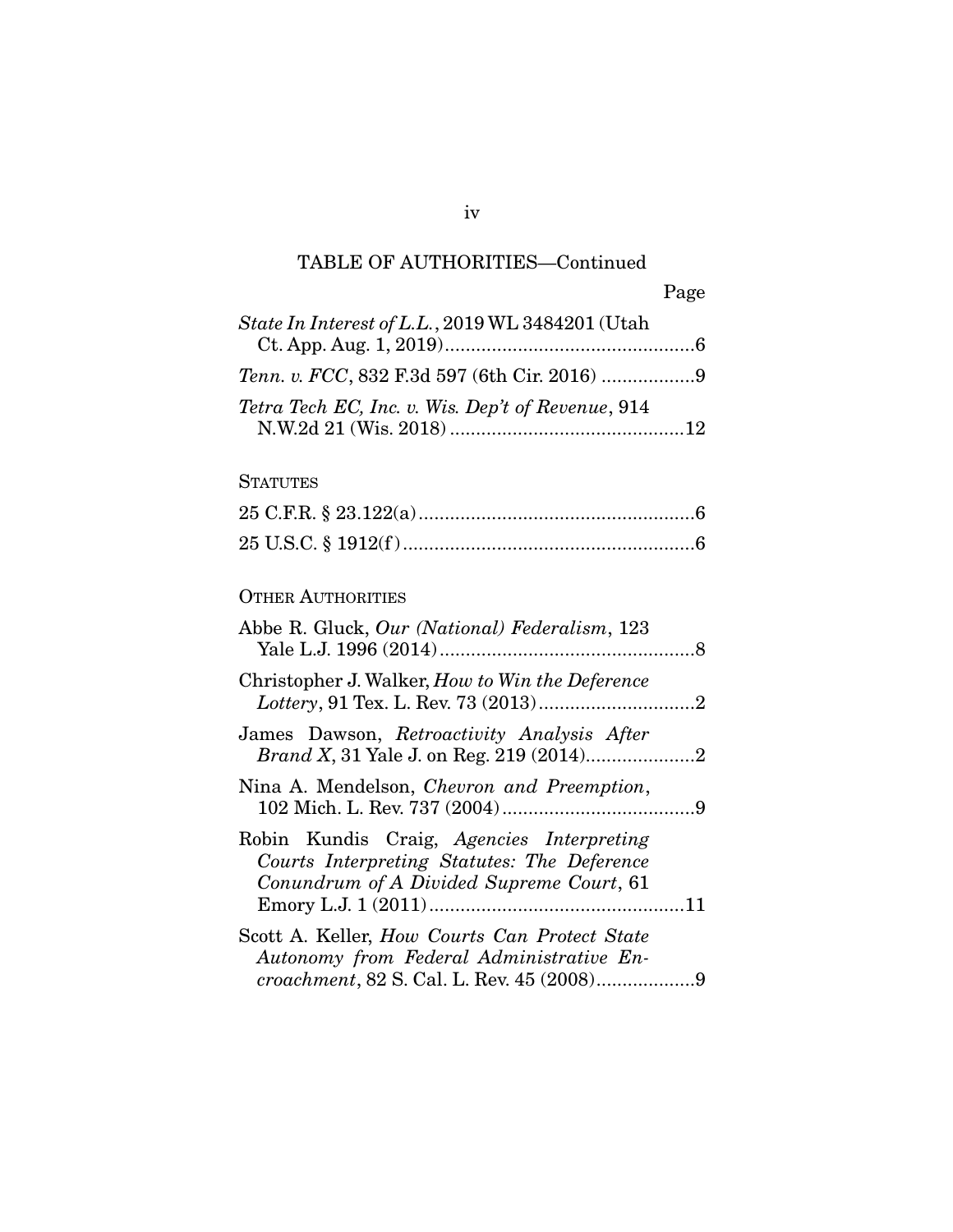TABLE OF AUTHORITIES—Continued

Page

*State In Interest of L.L.*, 2019 WL 3484201 (Utah Ct. App. Aug. 1, 2019) ....... 6

*Tenn. v. FCC*, 832 F.3d 597 (6th Cir. 2016) ....... 9

*Tetra Tech EC, Inc. v. Wis. Dep't of Revenue*, 914 N.W.2d 21 (Wis. 2018) ....... 12

STATUTES

25 C.F.R. § 23.122(a) ....... 6

25 U.S.C. § 1912(f) ....... 6

OTHER AUTHORITIES

Abbe R. Gluck, *Our (National) Federalism*, 123 Yale L.J. 1996 (2014) ....... 8

Christopher J. Walker, *How to Win the Deference Lottery*, 91 Tex. L. Rev. 73 (2013) ....... 2

James Dawson, *Retroactivity Analysis After Brand X*, 31 Yale J. on Reg. 219 (2014) ....... 2

Nina A. Mendelson, *Chevron and Preemption*, 102 Mich. L. Rev. 737 (2004) ....... 9

Robin Kundis Craig, *Agencies Interpreting Courts Interpreting Statutes: The Deference Conundrum of A Divided Supreme Court*, 61 Emory L.J. 1 (2011) ....... 11

Scott A. Keller, *How Courts Can Protect State Autonomy from Federal Administrative Encroachment*, 82 S. Cal. L. Rev. 45 (2008) ....... 9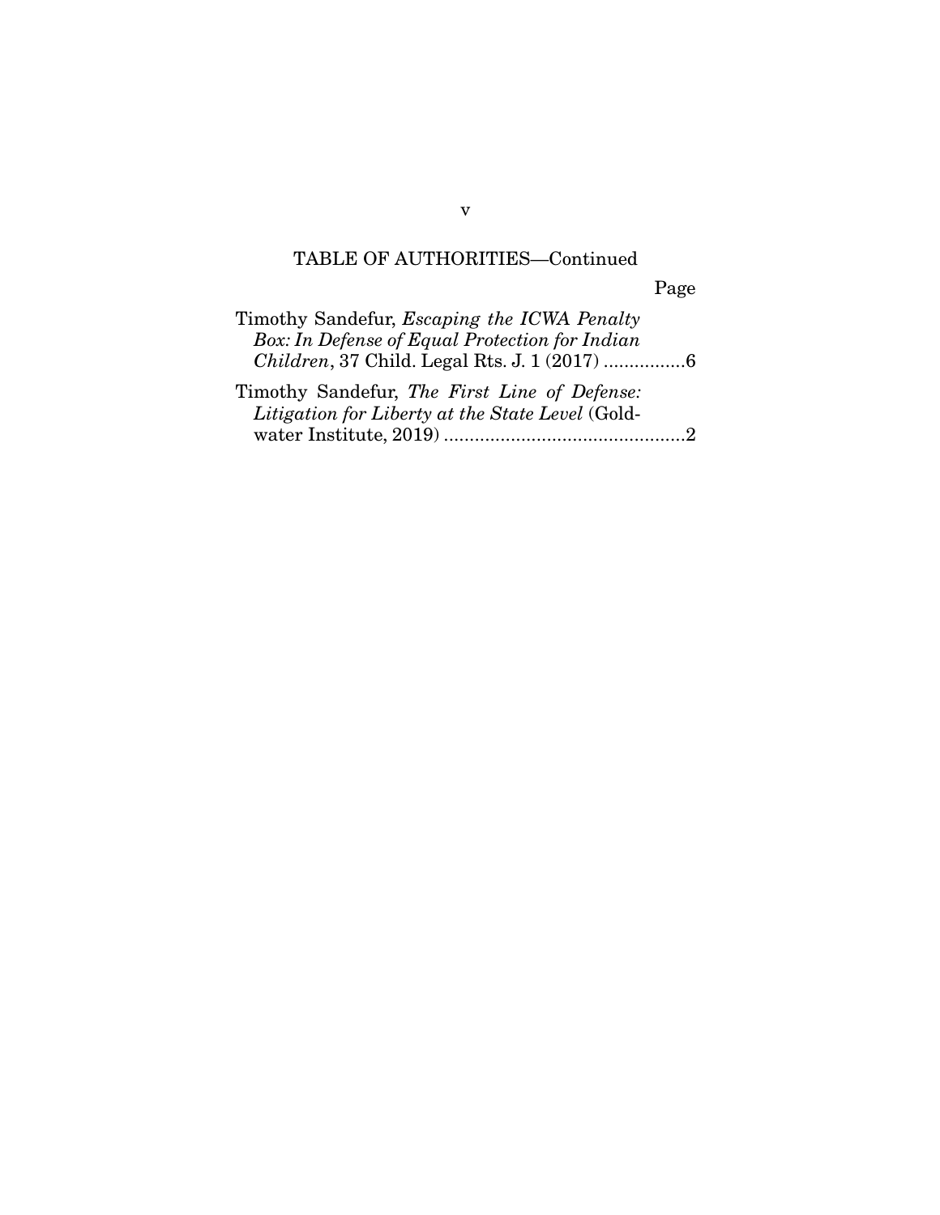TABLE OF AUTHORITIES—Continued

Page

Timothy Sandefur, *Escaping the ICWA Penalty Box: In Defense of Equal Protection for Indian Children*, 37 Child. Legal Rts. J. 1 (2017) ................6

Timothy Sandefur, *The First Line of Defense: Litigation for Liberty at the State Level* (Goldwater Institute, 2019) ...............................................2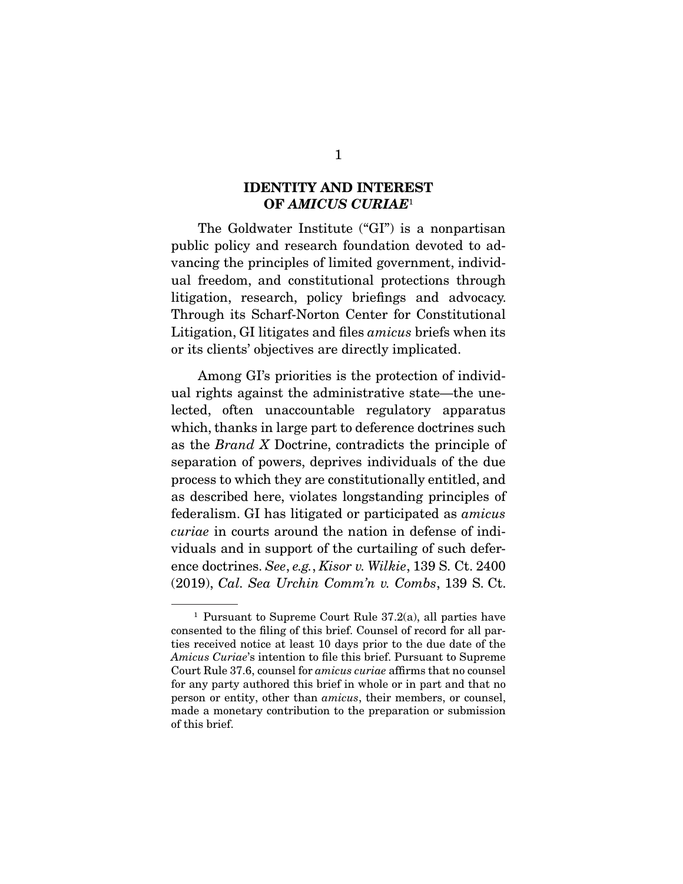## IDENTITY AND INTEREST OF *AMICUS CURIAE*[1]

The Goldwater Institute ("GI") is a nonpartisan public policy and research foundation devoted to advancing the principles of limited government, individual freedom, and constitutional protections through litigation, research, policy briefings and advocacy. Through its Scharf-Norton Center for Constitutional Litigation, GI litigates and files *amicus* briefs when its or its clients' objectives are directly implicated.

Among GI's priorities is the protection of individual rights against the administrative state—the unelected, often unaccountable regulatory apparatus which, thanks in large part to deference doctrines such as the *Brand X* Doctrine, contradicts the principle of separation of powers, deprives individuals of the due process to which they are constitutionally entitled, and as described here, violates longstanding principles of federalism. GI has litigated or participated as *amicus curiae* in courts around the nation in defense of individuals and in support of the curtailing of such deference doctrines. *See*, *e.g.*, *Kisor v. Wilkie*, 139 S. Ct. 2400 (2019), *Cal. Sea Urchin Comm'n v. Combs*, 139 S. Ct.

---

[1] Pursuant to Supreme Court Rule 37.2(a), all parties have consented to the filing of this brief. Counsel of record for all parties received notice at least 10 days prior to the due date of the *Amicus Curiae*'s intention to file this brief. Pursuant to Supreme Court Rule 37.6, counsel for *amicus curiae* affirms that no counsel for any party authored this brief in whole or in part and that no person or entity, other than *amicus*, their members, or counsel, made a monetary contribution to the preparation or submission of this brief.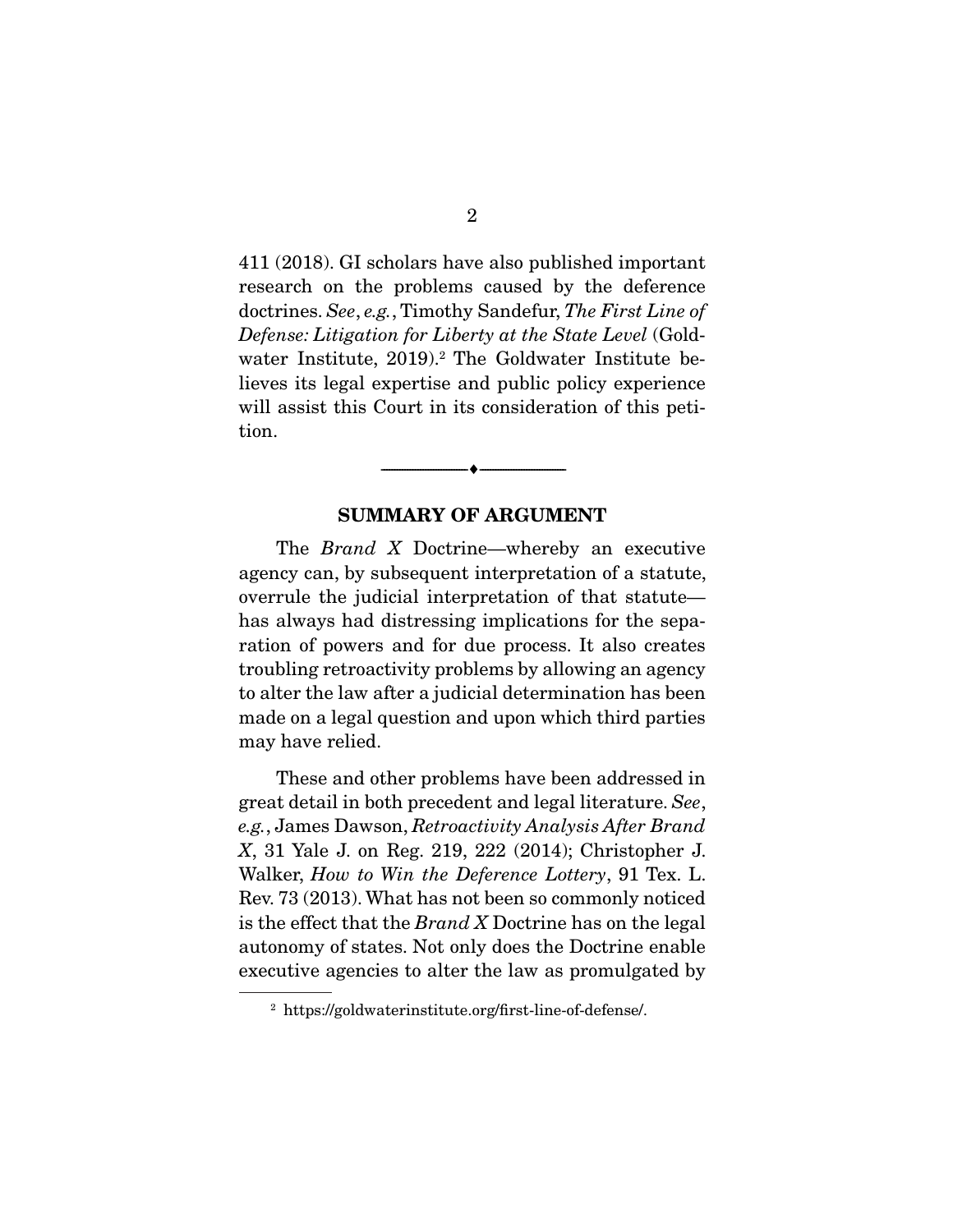411 (2018). GI scholars have also published important research on the problems caused by the deference doctrines. *See*, *e.g.*, Timothy Sandefur, *The First Line of Defense: Litigation for Liberty at the State Level* (Goldwater Institute, 2019).[2] The Goldwater Institute believes its legal expertise and public policy experience will assist this Court in its consideration of this petition.

---

## SUMMARY OF ARGUMENT

The *Brand X* Doctrine—whereby an executive agency can, by subsequent interpretation of a statute, overrule the judicial interpretation of that statute—has always had distressing implications for the separation of powers and for due process. It also creates troubling retroactivity problems by allowing an agency to alter the law after a judicial determination has been made on a legal question and upon which third parties may have relied.

These and other problems have been addressed in great detail in both precedent and legal literature. *See*, *e.g.*, James Dawson, *Retroactivity Analysis After Brand X*, 31 Yale J. on Reg. 219, 222 (2014); Christopher J. Walker, *How to Win the Deference Lottery*, 91 Tex. L. Rev. 73 (2013). What has not been so commonly noticed is the effect that the *Brand X* Doctrine has on the legal autonomy of states. Not only does the Doctrine enable executive agencies to alter the law as promulgated by

[2] https://goldwaterinstitute.org/first-line-of-defense/.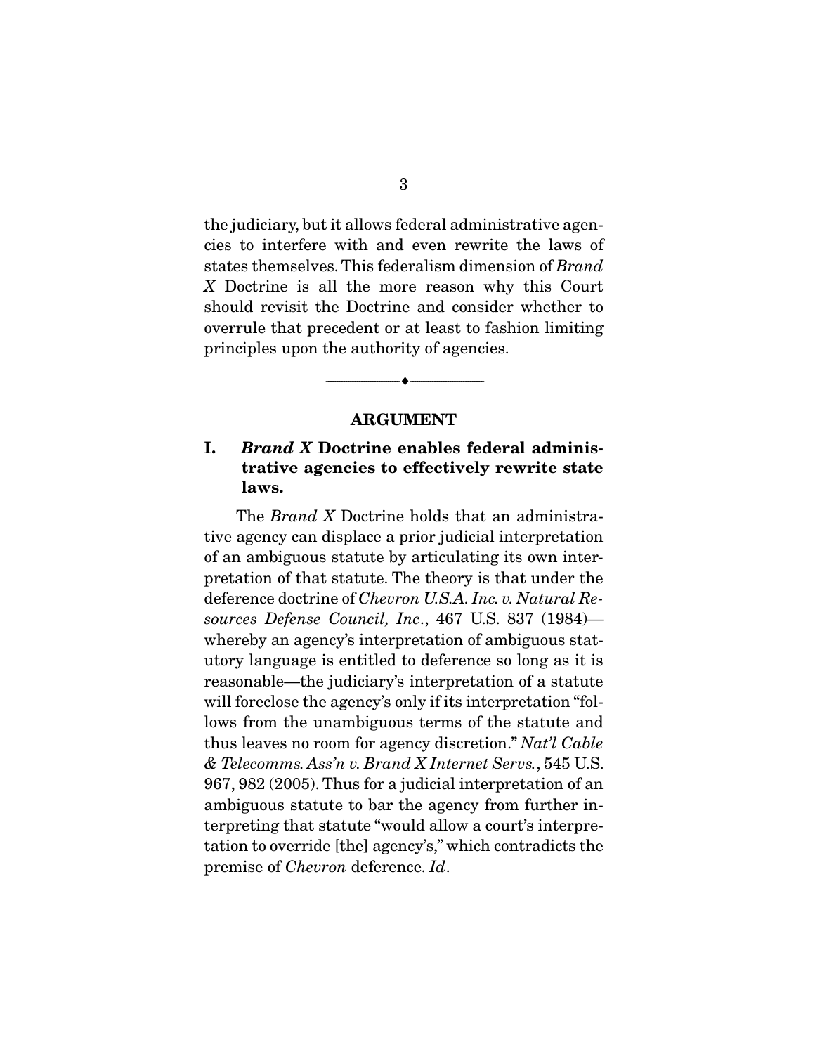the judiciary, but it allows federal administrative agencies to interfere with and even rewrite the laws of states themselves. This federalism dimension of *Brand X* Doctrine is all the more reason why this Court should revisit the Doctrine and consider whether to overrule that precedent or at least to fashion limiting principles upon the authority of agencies.

---

## ARGUMENT

### I. *Brand X* Doctrine enables federal administrative agencies to effectively rewrite state laws.

The *Brand X* Doctrine holds that an administrative agency can displace a prior judicial interpretation of an ambiguous statute by articulating its own interpretation of that statute. The theory is that under the deference doctrine of *Chevron U.S.A. Inc. v. Natural Resources Defense Council, Inc*., 467 U.S. 837 (1984)—whereby an agency's interpretation of ambiguous statutory language is entitled to deference so long as it is reasonable—the judiciary's interpretation of a statute will foreclose the agency's only if its interpretation "follows from the unambiguous terms of the statute and thus leaves no room for agency discretion." *Nat'l Cable & Telecomms. Ass'n v. Brand X Internet Servs.*, 545 U.S. 967, 982 (2005). Thus for a judicial interpretation of an ambiguous statute to bar the agency from further interpreting that statute "would allow a court's interpretation to override [the] agency's," which contradicts the premise of *Chevron* deference. *Id*.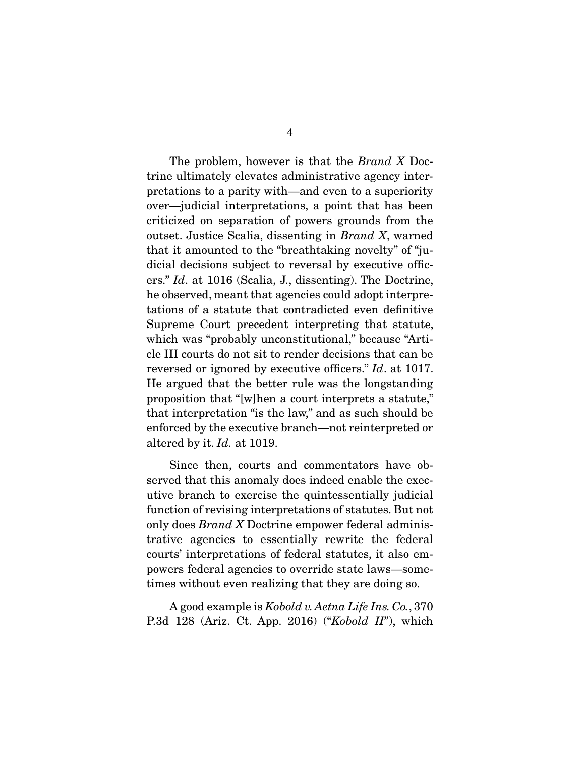The problem, however is that the *Brand X* Doctrine ultimately elevates administrative agency interpretations to a parity with—and even to a superiority over—judicial interpretations, a point that has been criticized on separation of powers grounds from the outset. Justice Scalia, dissenting in *Brand X*, warned that it amounted to the "breathtaking novelty" of "judicial decisions subject to reversal by executive officers." *Id*. at 1016 (Scalia, J., dissenting). The Doctrine, he observed, meant that agencies could adopt interpretations of a statute that contradicted even definitive Supreme Court precedent interpreting that statute, which was "probably unconstitutional," because "Article III courts do not sit to render decisions that can be reversed or ignored by executive officers." *Id*. at 1017. He argued that the better rule was the longstanding proposition that "[w]hen a court interprets a statute," that interpretation "is the law," and as such should be enforced by the executive branch—not reinterpreted or altered by it. *Id.* at 1019.

Since then, courts and commentators have observed that this anomaly does indeed enable the executive branch to exercise the quintessentially judicial function of revising interpretations of statutes. But not only does *Brand X* Doctrine empower federal administrative agencies to essentially rewrite the federal courts' interpretations of federal statutes, it also empowers federal agencies to override state laws—sometimes without even realizing that they are doing so.

A good example is *Kobold v. Aetna Life Ins. Co.*, 370 P.3d 128 (Ariz. Ct. App. 2016) ("*Kobold II*"), which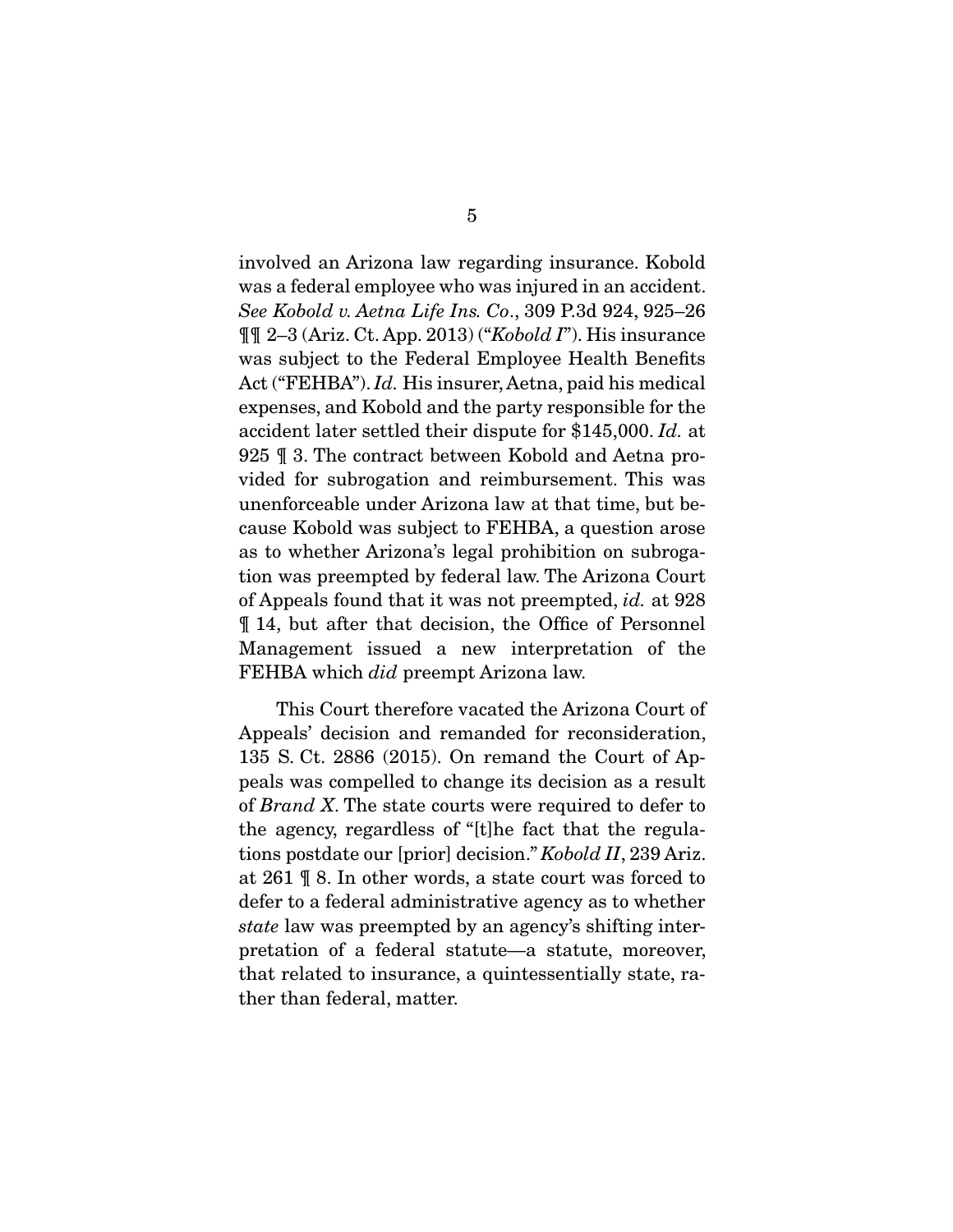involved an Arizona law regarding insurance. Kobold was a federal employee who was injured in an accident. *See Kobold v. Aetna Life Ins. Co*., 309 P.3d 924, 925–26 ¶¶ 2–3 (Ariz. Ct. App. 2013) ("*Kobold I*"). His insurance was subject to the Federal Employee Health Benefits Act ("FEHBA"). *Id.* His insurer, Aetna, paid his medical expenses, and Kobold and the party responsible for the accident later settled their dispute for $145,000. *Id.* at 925 ¶ 3. The contract between Kobold and Aetna provided for subrogation and reimbursement. This was unenforceable under Arizona law at that time, but because Kobold was subject to FEHBA, a question arose as to whether Arizona's legal prohibition on subrogation was preempted by federal law. The Arizona Court of Appeals found that it was not preempted, *id.* at 928 ¶ 14, but after that decision, the Office of Personnel Management issued a new interpretation of the FEHBA which *did* preempt Arizona law.

This Court therefore vacated the Arizona Court of Appeals' decision and remanded for reconsideration, 135 S. Ct. 2886 (2015). On remand the Court of Appeals was compelled to change its decision as a result of *Brand X*. The state courts were required to defer to the agency, regardless of "[t]he fact that the regulations postdate our [prior] decision." *Kobold II*, 239 Ariz. at 261 ¶ 8. In other words, a state court was forced to defer to a federal administrative agency as to whether *state* law was preempted by an agency's shifting interpretation of a federal statute—a statute, moreover, that related to insurance, a quintessentially state, rather than federal, matter.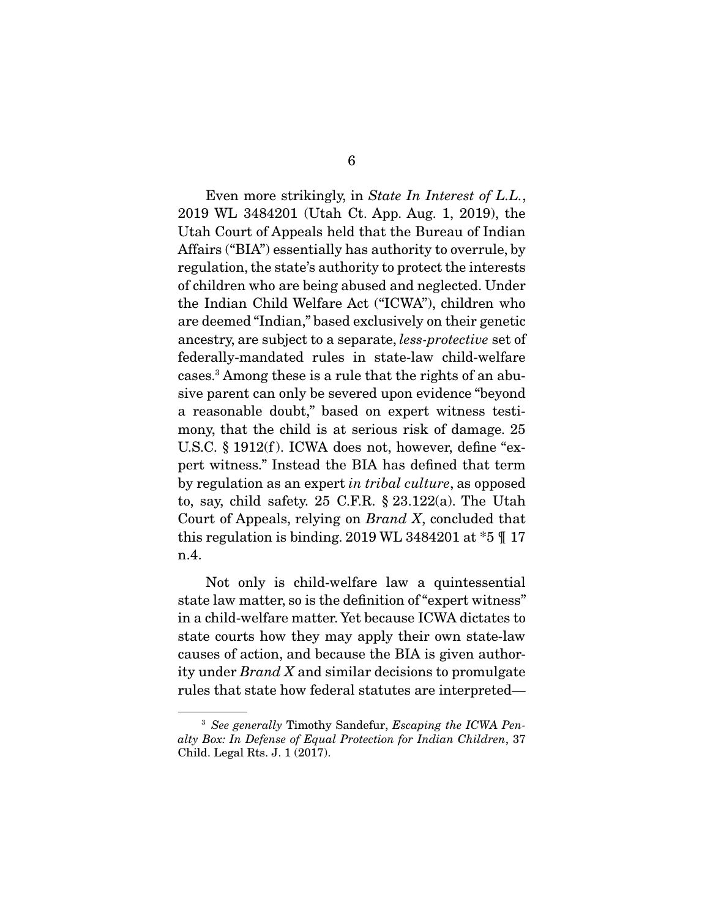Even more strikingly, in *State In Interest of L.L.*, 2019 WL 3484201 (Utah Ct. App. Aug. 1, 2019), the Utah Court of Appeals held that the Bureau of Indian Affairs ("BIA") essentially has authority to overrule, by regulation, the state's authority to protect the interests of children who are being abused and neglected. Under the Indian Child Welfare Act ("ICWA"), children who are deemed "Indian," based exclusively on their genetic ancestry, are subject to a separate, *less-protective* set of federally-mandated rules in state-law child-welfare cases.[3] Among these is a rule that the rights of an abusive parent can only be severed upon evidence "beyond a reasonable doubt," based on expert witness testimony, that the child is at serious risk of damage. 25 U.S.C. § 1912(f). ICWA does not, however, define "expert witness." Instead the BIA has defined that term by regulation as an expert *in tribal culture*, as opposed to, say, child safety. 25 C.F.R. § 23.122(a). The Utah Court of Appeals, relying on *Brand X*, concluded that this regulation is binding. 2019 WL 3484201 at *5 ¶ 17 n.4.

Not only is child-welfare law a quintessential state law matter, so is the definition of "expert witness" in a child-welfare matter. Yet because ICWA dictates to state courts how they may apply their own state-law causes of action, and because the BIA is given authority under *Brand X* and similar decisions to promulgate rules that state how federal statutes are interpreted—

[3] *See generally* Timothy Sandefur, *Escaping the ICWA Penalty Box: In Defense of Equal Protection for Indian Children*, 37 Child. Legal Rts. J. 1 (2017).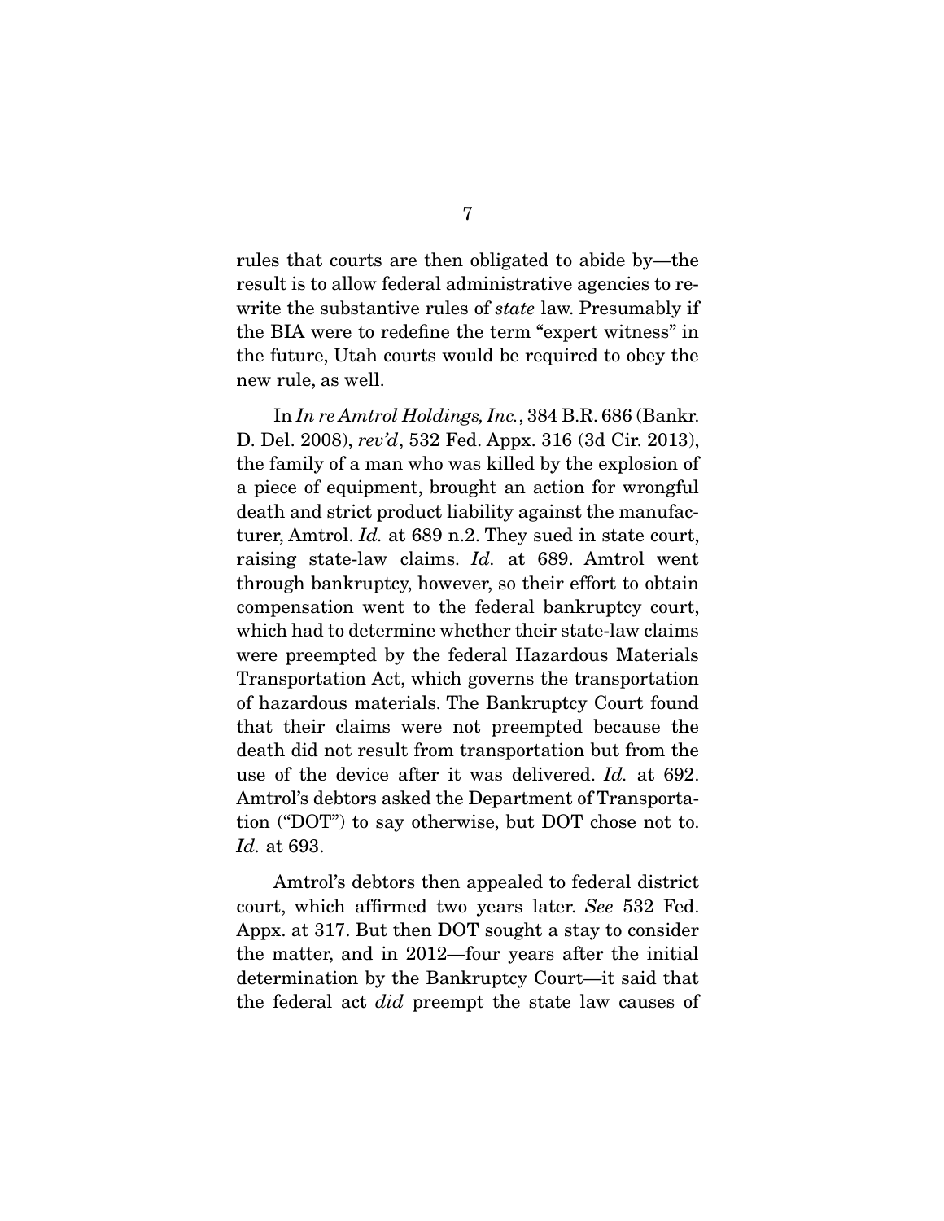rules that courts are then obligated to abide by—the result is to allow federal administrative agencies to rewrite the substantive rules of *state* law. Presumably if the BIA were to redefine the term "expert witness" in the future, Utah courts would be required to obey the new rule, as well.

In *In re Amtrol Holdings, Inc.*, 384 B.R. 686 (Bankr. D. Del. 2008), *rev'd*, 532 Fed. Appx. 316 (3d Cir. 2013), the family of a man who was killed by the explosion of a piece of equipment, brought an action for wrongful death and strict product liability against the manufacturer, Amtrol. *Id.* at 689 n.2. They sued in state court, raising state-law claims. *Id.* at 689. Amtrol went through bankruptcy, however, so their effort to obtain compensation went to the federal bankruptcy court, which had to determine whether their state-law claims were preempted by the federal Hazardous Materials Transportation Act, which governs the transportation of hazardous materials. The Bankruptcy Court found that their claims were not preempted because the death did not result from transportation but from the use of the device after it was delivered. *Id.* at 692. Amtrol's debtors asked the Department of Transportation ("DOT") to say otherwise, but DOT chose not to. *Id.* at 693.

Amtrol's debtors then appealed to federal district court, which affirmed two years later. *See* 532 Fed. Appx. at 317. But then DOT sought a stay to consider the matter, and in 2012—four years after the initial determination by the Bankruptcy Court—it said that the federal act *did* preempt the state law causes of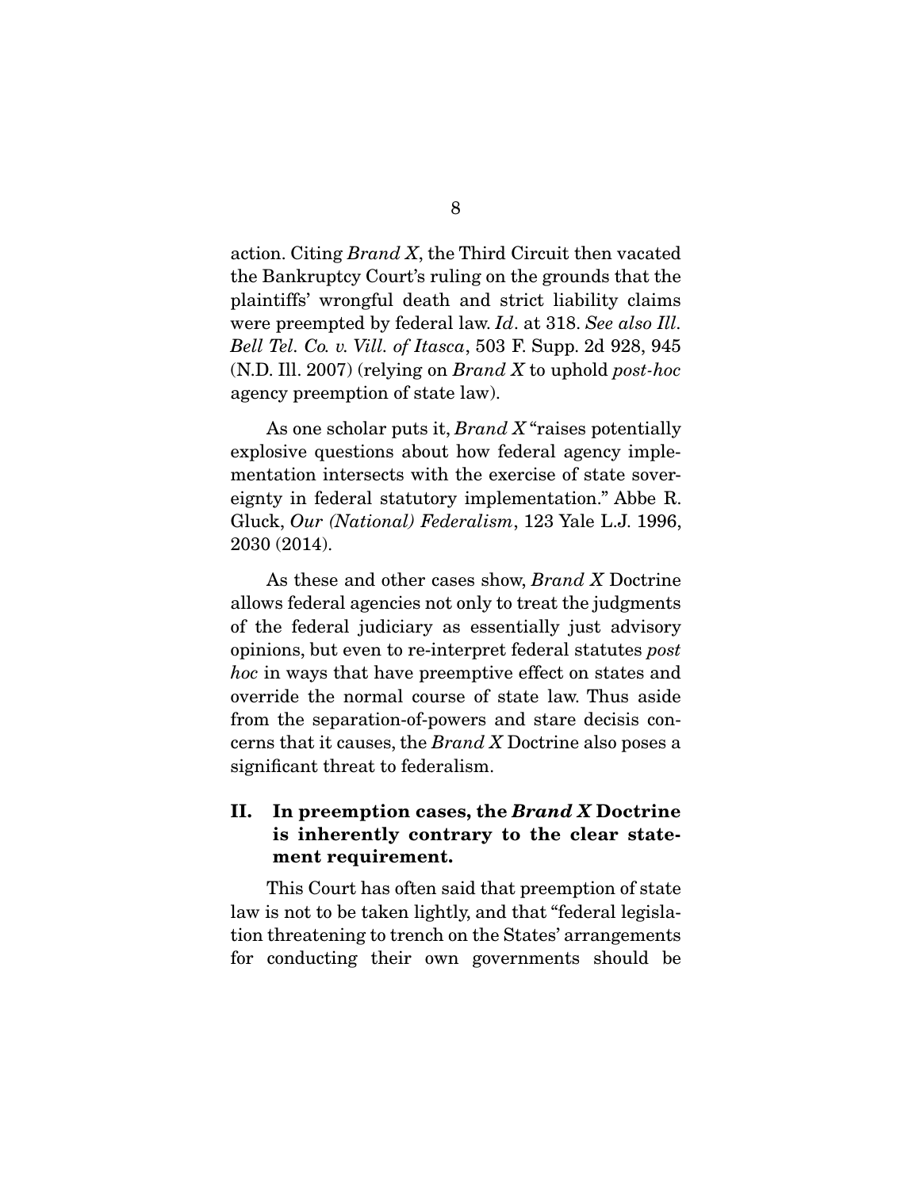action. Citing *Brand X*, the Third Circuit then vacated the Bankruptcy Court's ruling on the grounds that the plaintiffs' wrongful death and strict liability claims were preempted by federal law. *Id*. at 318. *See also Ill. Bell Tel. Co. v. Vill. of Itasca*, 503 F. Supp. 2d 928, 945 (N.D. Ill. 2007) (relying on *Brand X* to uphold *post-hoc* agency preemption of state law).

As one scholar puts it, *Brand X* "raises potentially explosive questions about how federal agency implementation intersects with the exercise of state sovereignty in federal statutory implementation." Abbe R. Gluck, *Our (National) Federalism*, 123 Yale L.J. 1996, 2030 (2014).

As these and other cases show, *Brand X* Doctrine allows federal agencies not only to treat the judgments of the federal judiciary as essentially just advisory opinions, but even to re-interpret federal statutes *post hoc* in ways that have preemptive effect on states and override the normal course of state law. Thus aside from the separation-of-powers and stare decisis concerns that it causes, the *Brand X* Doctrine also poses a significant threat to federalism.

## II. In preemption cases, the *Brand X* Doctrine is inherently contrary to the clear statement requirement.

This Court has often said that preemption of state law is not to be taken lightly, and that "federal legislation threatening to trench on the States' arrangements for conducting their own governments should be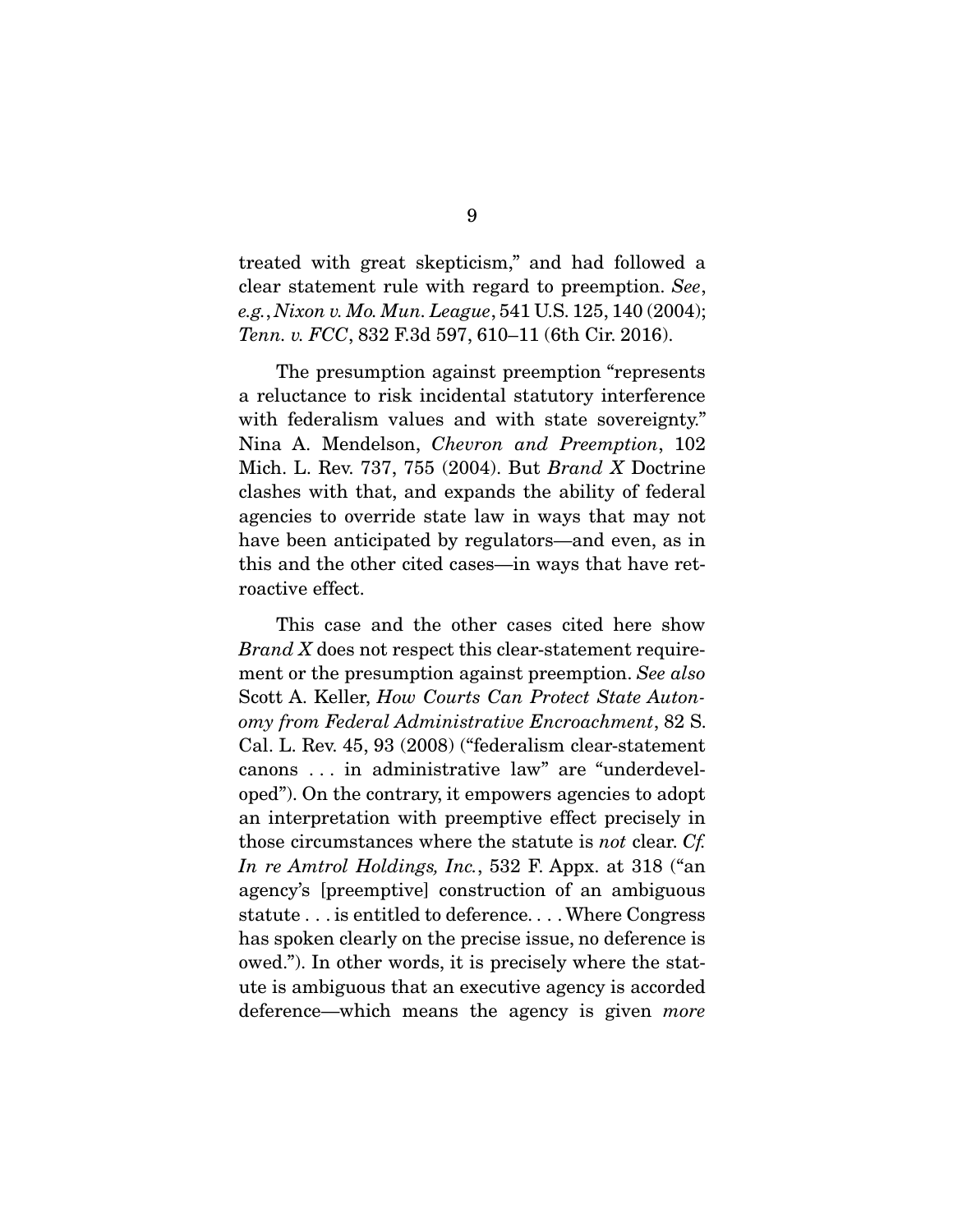treated with great skepticism," and had followed a clear statement rule with regard to preemption. *See*, *e.g.*, *Nixon v. Mo. Mun. League*, 541 U.S. 125, 140 (2004); *Tenn. v. FCC*, 832 F.3d 597, 610–11 (6th Cir. 2016).

The presumption against preemption "represents a reluctance to risk incidental statutory interference with federalism values and with state sovereignty." Nina A. Mendelson, *Chevron and Preemption*, 102 Mich. L. Rev. 737, 755 (2004). But *Brand X* Doctrine clashes with that, and expands the ability of federal agencies to override state law in ways that may not have been anticipated by regulators—and even, as in this and the other cited cases—in ways that have retroactive effect.

This case and the other cases cited here show *Brand X* does not respect this clear-statement requirement or the presumption against preemption. *See also* Scott A. Keller, *How Courts Can Protect State Autonomy from Federal Administrative Encroachment*, 82 S. Cal. L. Rev. 45, 93 (2008) ("federalism clear-statement canons . . . in administrative law" are "underdeveloped"). On the contrary, it empowers agencies to adopt an interpretation with preemptive effect precisely in those circumstances where the statute is *not* clear. *Cf. In re Amtrol Holdings, Inc.*, 532 F. Appx. at 318 ("an agency's [preemptive] construction of an ambiguous statute . . . is entitled to deference. . . . Where Congress has spoken clearly on the precise issue, no deference is owed."). In other words, it is precisely where the statute is ambiguous that an executive agency is accorded deference—which means the agency is given *more*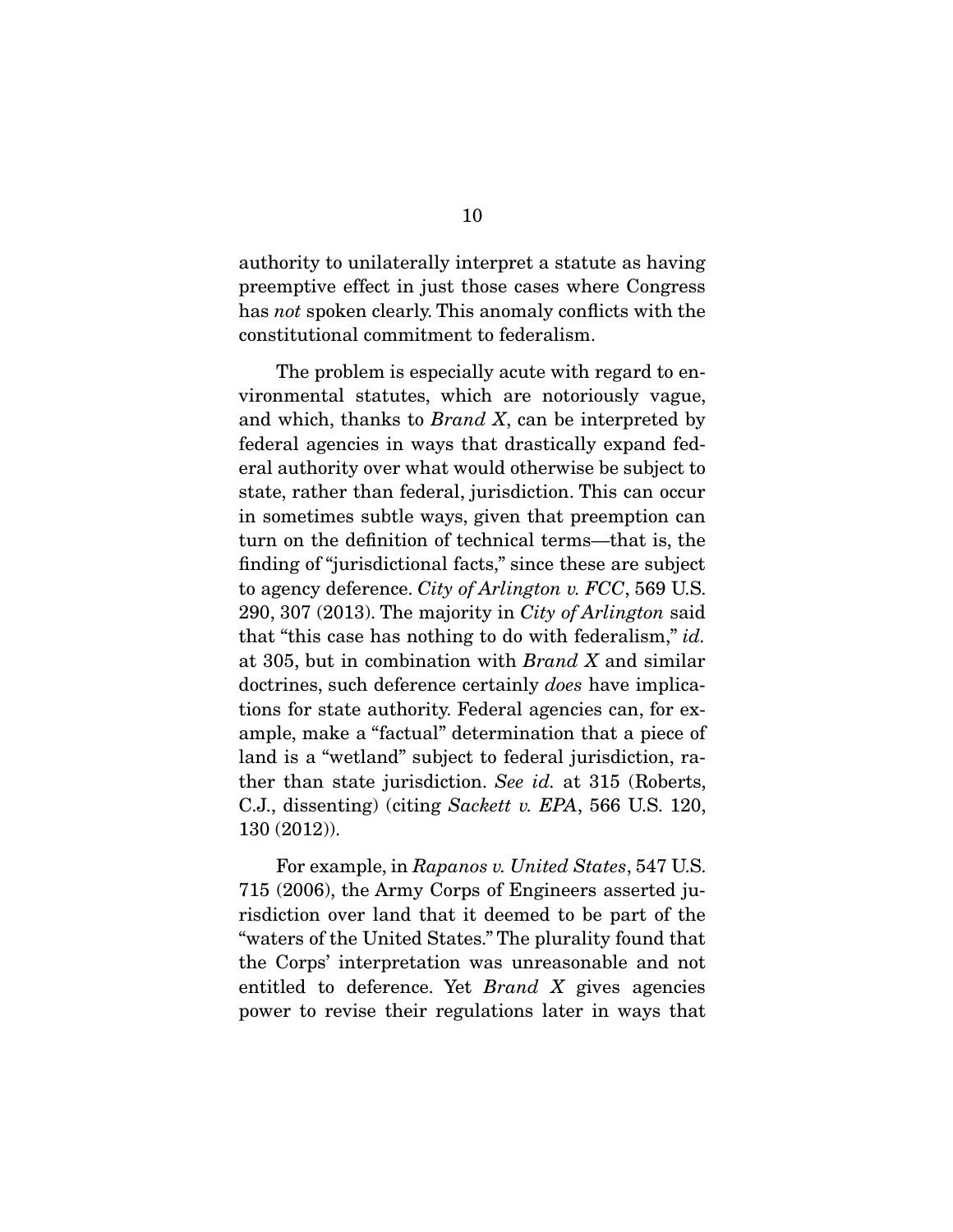authority to unilaterally interpret a statute as having preemptive effect in just those cases where Congress has *not* spoken clearly. This anomaly conflicts with the constitutional commitment to federalism.

The problem is especially acute with regard to environmental statutes, which are notoriously vague, and which, thanks to *Brand X*, can be interpreted by federal agencies in ways that drastically expand federal authority over what would otherwise be subject to state, rather than federal, jurisdiction. This can occur in sometimes subtle ways, given that preemption can turn on the definition of technical terms—that is, the finding of "jurisdictional facts," since these are subject to agency deference. *City of Arlington v. FCC*, 569 U.S. 290, 307 (2013). The majority in *City of Arlington* said that "this case has nothing to do with federalism," *id.* at 305, but in combination with *Brand X* and similar doctrines, such deference certainly *does* have implications for state authority. Federal agencies can, for example, make a "factual" determination that a piece of land is a "wetland" subject to federal jurisdiction, rather than state jurisdiction. *See id.* at 315 (Roberts, C.J., dissenting) (citing *Sackett v. EPA*, 566 U.S. 120, 130 (2012)).

For example, in *Rapanos v. United States*, 547 U.S. 715 (2006), the Army Corps of Engineers asserted jurisdiction over land that it deemed to be part of the "waters of the United States." The plurality found that the Corps' interpretation was unreasonable and not entitled to deference. Yet *Brand X* gives agencies power to revise their regulations later in ways that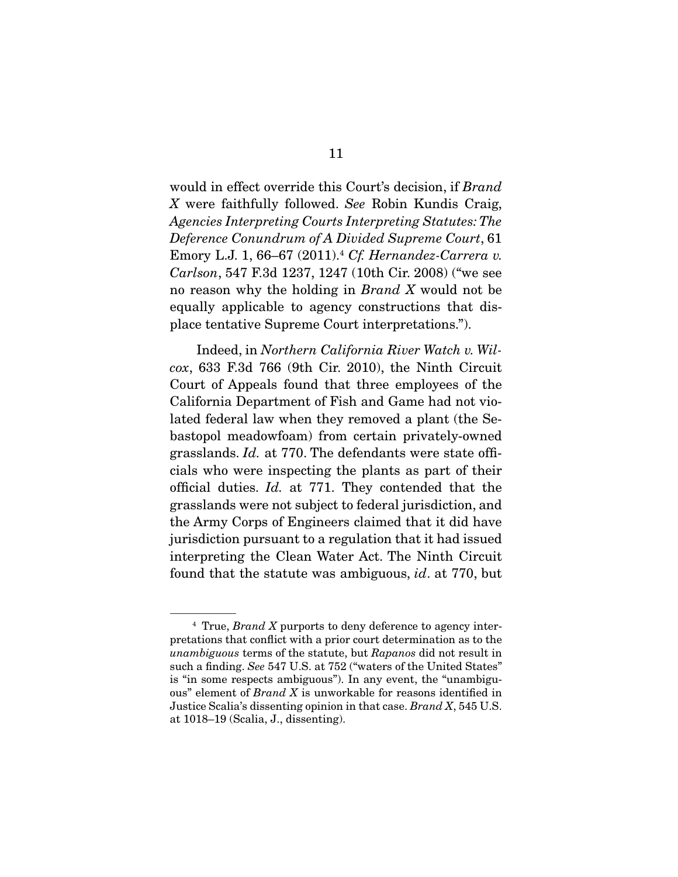would in effect override this Court's decision, if *Brand X* were faithfully followed. *See* Robin Kundis Craig, *Agencies Interpreting Courts Interpreting Statutes: The Deference Conundrum of A Divided Supreme Court*, 61 Emory L.J. 1, 66–67 (2011).[4] *Cf. Hernandez-Carrera v. Carlson*, 547 F.3d 1237, 1247 (10th Cir. 2008) ("we see no reason why the holding in *Brand X* would not be equally applicable to agency constructions that displace tentative Supreme Court interpretations.").

Indeed, in *Northern California River Watch v. Wilcox*, 633 F.3d 766 (9th Cir. 2010), the Ninth Circuit Court of Appeals found that three employees of the California Department of Fish and Game had not violated federal law when they removed a plant (the Sebastopol meadowfoam) from certain privately-owned grasslands. *Id.* at 770. The defendants were state officials who were inspecting the plants as part of their official duties. *Id.* at 771. They contended that the grasslands were not subject to federal jurisdiction, and the Army Corps of Engineers claimed that it did have jurisdiction pursuant to a regulation that it had issued interpreting the Clean Water Act. The Ninth Circuit found that the statute was ambiguous, *id*. at 770, but

---

[4] True, *Brand X* purports to deny deference to agency interpretations that conflict with a prior court determination as to the *unambiguous* terms of the statute, but *Rapanos* did not result in such a finding. *See* 547 U.S. at 752 ("waters of the United States" is "in some respects ambiguous"). In any event, the "unambiguous" element of *Brand X* is unworkable for reasons identified in Justice Scalia's dissenting opinion in that case. *Brand X*, 545 U.S. at 1018–19 (Scalia, J., dissenting).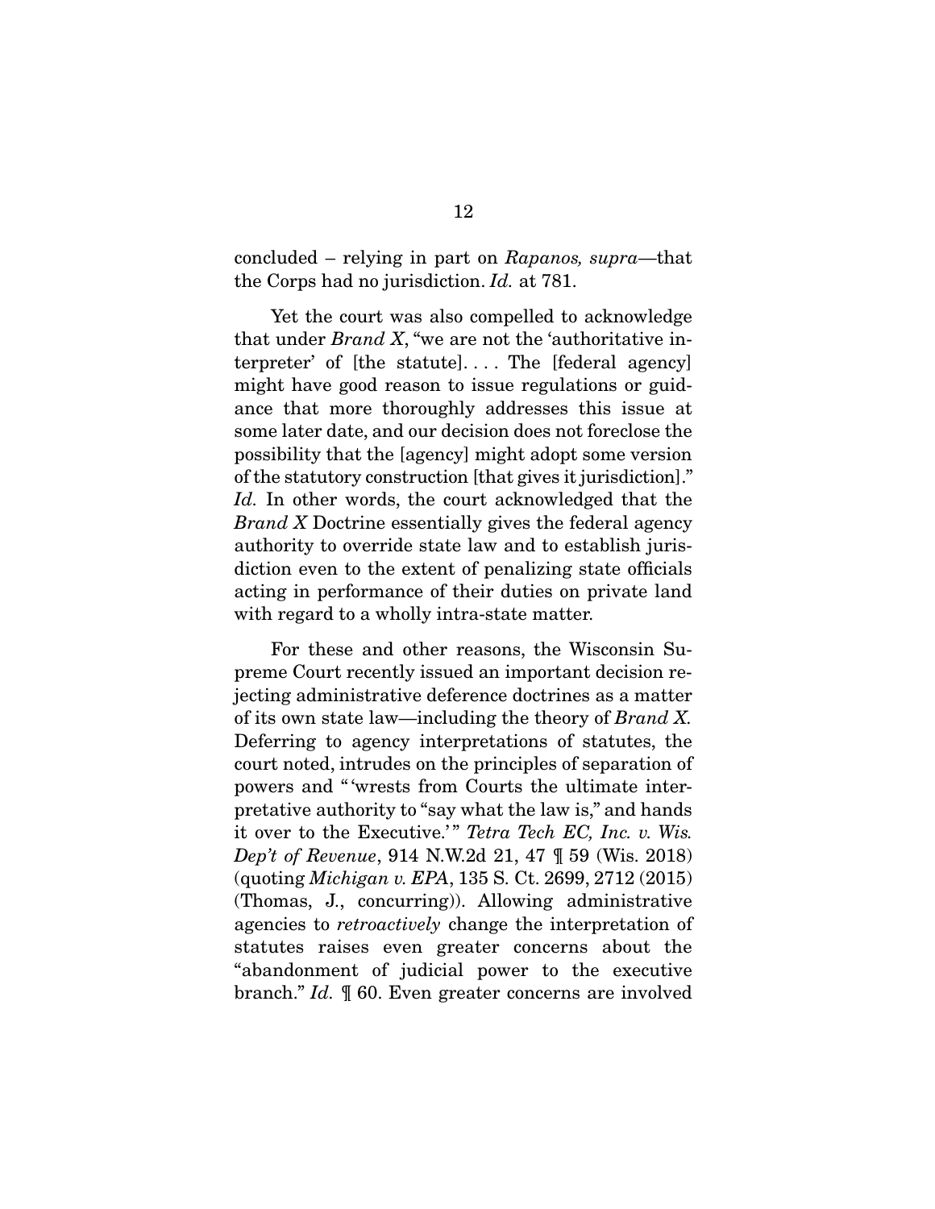concluded – relying in part on *Rapanos, supra*—that the Corps had no jurisdiction. *Id.* at 781.

Yet the court was also compelled to acknowledge that under *Brand X*, "we are not the 'authoritative interpreter' of [the statute]. . . . The [federal agency] might have good reason to issue regulations or guidance that more thoroughly addresses this issue at some later date, and our decision does not foreclose the possibility that the [agency] might adopt some version of the statutory construction [that gives it jurisdiction]." *Id.* In other words, the court acknowledged that the *Brand X* Doctrine essentially gives the federal agency authority to override state law and to establish jurisdiction even to the extent of penalizing state officials acting in performance of their duties on private land with regard to a wholly intra-state matter.

For these and other reasons, the Wisconsin Supreme Court recently issued an important decision rejecting administrative deference doctrines as a matter of its own state law—including the theory of *Brand X.* Deferring to agency interpretations of statutes, the court noted, intrudes on the principles of separation of powers and "'wrests from Courts the ultimate interpretative authority to "say what the law is," and hands it over to the Executive.'" *Tetra Tech EC, Inc. v. Wis. Dep't of Revenue*, 914 N.W.2d 21, 47 ¶ 59 (Wis. 2018) (quoting *Michigan v. EPA*, 135 S. Ct. 2699, 2712 (2015) (Thomas, J., concurring)). Allowing administrative agencies to *retroactively* change the interpretation of statutes raises even greater concerns about the "abandonment of judicial power to the executive branch." *Id.* ¶ 60. Even greater concerns are involved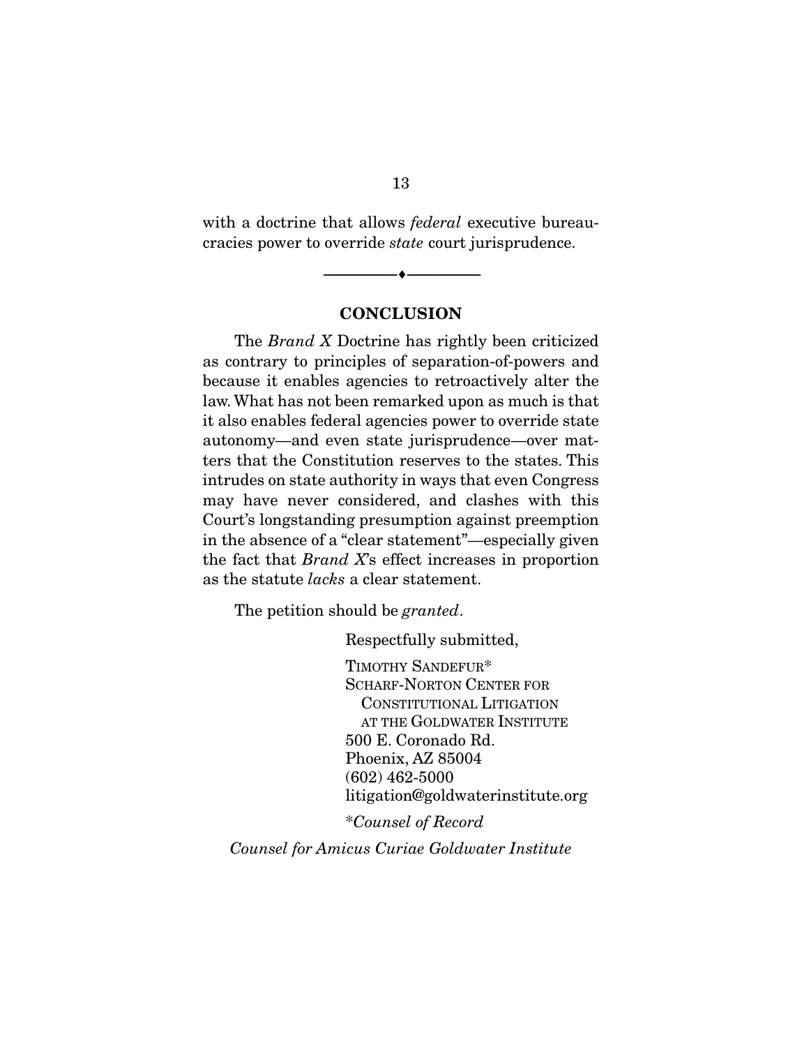with a doctrine that allows *federal* executive bureaucracies power to override *state* court jurisprudence.

---

## CONCLUSION

The *Brand X* Doctrine has rightly been criticized as contrary to principles of separation-of-powers and because it enables agencies to retroactively alter the law. What has not been remarked upon as much is that it also enables federal agencies power to override state autonomy—and even state jurisprudence—over matters that the Constitution reserves to the states. This intrudes on state authority in ways that even Congress may have never considered, and clashes with this Court's longstanding presumption against preemption in the absence of a "clear statement"—especially given the fact that *Brand X*'s effect increases in proportion as the statute *lacks* a clear statement.

The petition should be *granted*.

Respectfully submitted,

TIMOTHY SANDEFUR*
SCHARF-NORTON CENTER FOR
CONSTITUTIONAL LITIGATION
AT THE GOLDWATER INSTITUTE
500 E. Coronado Rd.
Phoenix, AZ 85004
(602) 462-5000
litigation@goldwaterinstitute.org

**Counsel of Record*

*Counsel for Amicus Curiae Goldwater Institute*